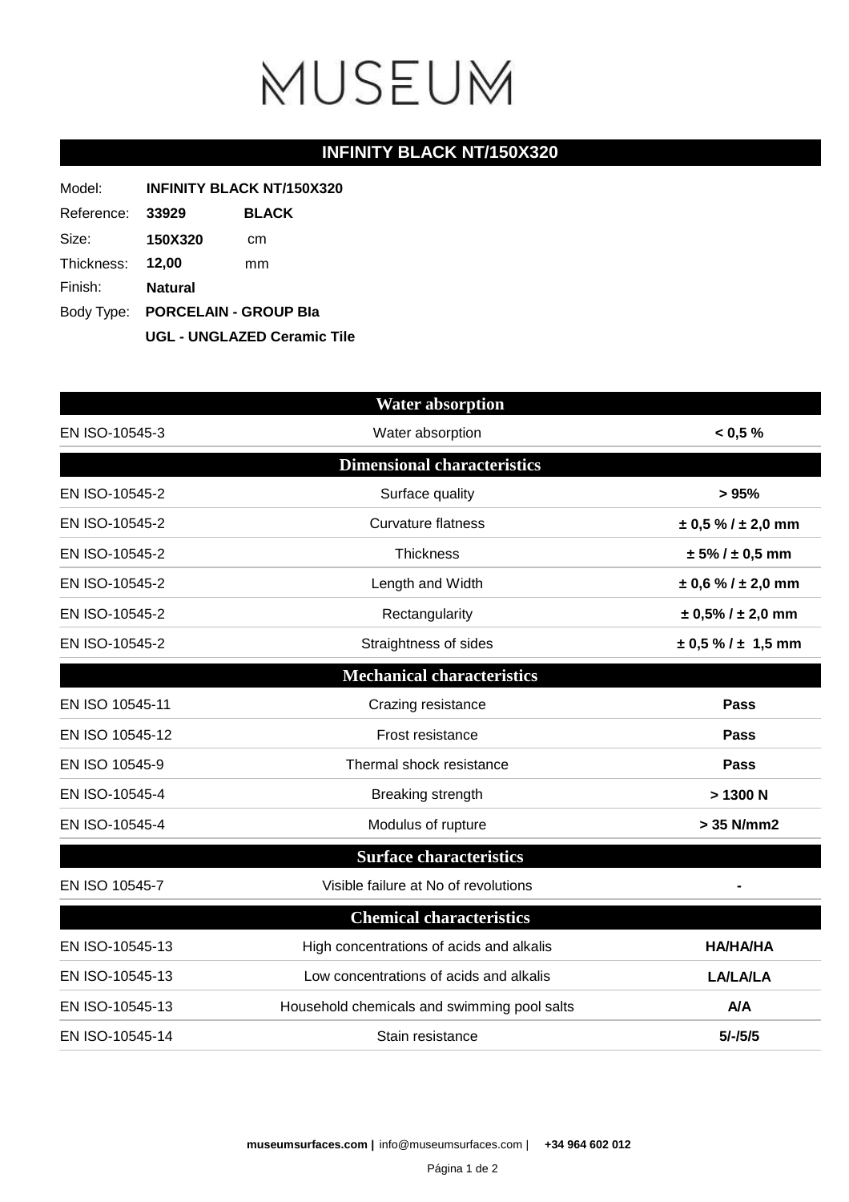# MUSEUM

## INFINITY BLACK NT/150X320

| | | |
|---|---|---|
| Model: | **INFINITY BLACK NT/150X320** | |
| Reference: | **33929** | **BLACK** |
| Size: | **150X320** | cm |
| Thickness: | **12,00** | mm |
| Finish: | **Natural** | |
| Body Type: | **PORCELAIN - GROUP BIa** | |
| | **UGL - UNGLAZED Ceramic Tile** | |

| Water absorption | | |
|---|---|---|
| EN ISO-10545-3 | Water absorption | **< 0,5 %** |
| **Dimensional characteristics** | | |
| EN ISO-10545-2 | Surface quality | **> 95%** |
| EN ISO-10545-2 | Curvature flatness | **± 0,5 % / ± 2,0 mm** |
| EN ISO-10545-2 | Thickness | **± 5% / ± 0,5 mm** |
| EN ISO-10545-2 | Length and Width | **± 0,6 % / ± 2,0 mm** |
| EN ISO-10545-2 | Rectangularity | **± 0,5% / ± 2,0 mm** |
| EN ISO-10545-2 | Straightness of sides | **± 0,5 % / ± 1,5 mm** |
| **Mechanical characteristics** | | |
| EN ISO 10545-11 | Crazing resistance | **Pass** |
| EN ISO 10545-12 | Frost resistance | **Pass** |
| EN ISO 10545-9 | Thermal shock resistance | **Pass** |
| EN ISO-10545-4 | Breaking strength | **> 1300 N** |
| EN ISO-10545-4 | Modulus of rupture | **> 35 N/mm2** |
| **Surface characteristics** | | |
| EN ISO 10545-7 | Visible failure at No of revolutions | **-** |
| **Chemical characteristics** | | |
| EN ISO-10545-13 | High concentrations of acids and alkalis | **HA/HA/HA** |
| EN ISO-10545-13 | Low concentrations of acids and alkalis | **LA/LA/LA** |
| EN ISO-10545-13 | Household chemicals and swimming pool salts | **A/A** |
| EN ISO-10545-14 | Stain resistance | **5/-/5/5** |

**museumsurfaces.com |** info@museumsurfaces.com | **+34 964 602 012**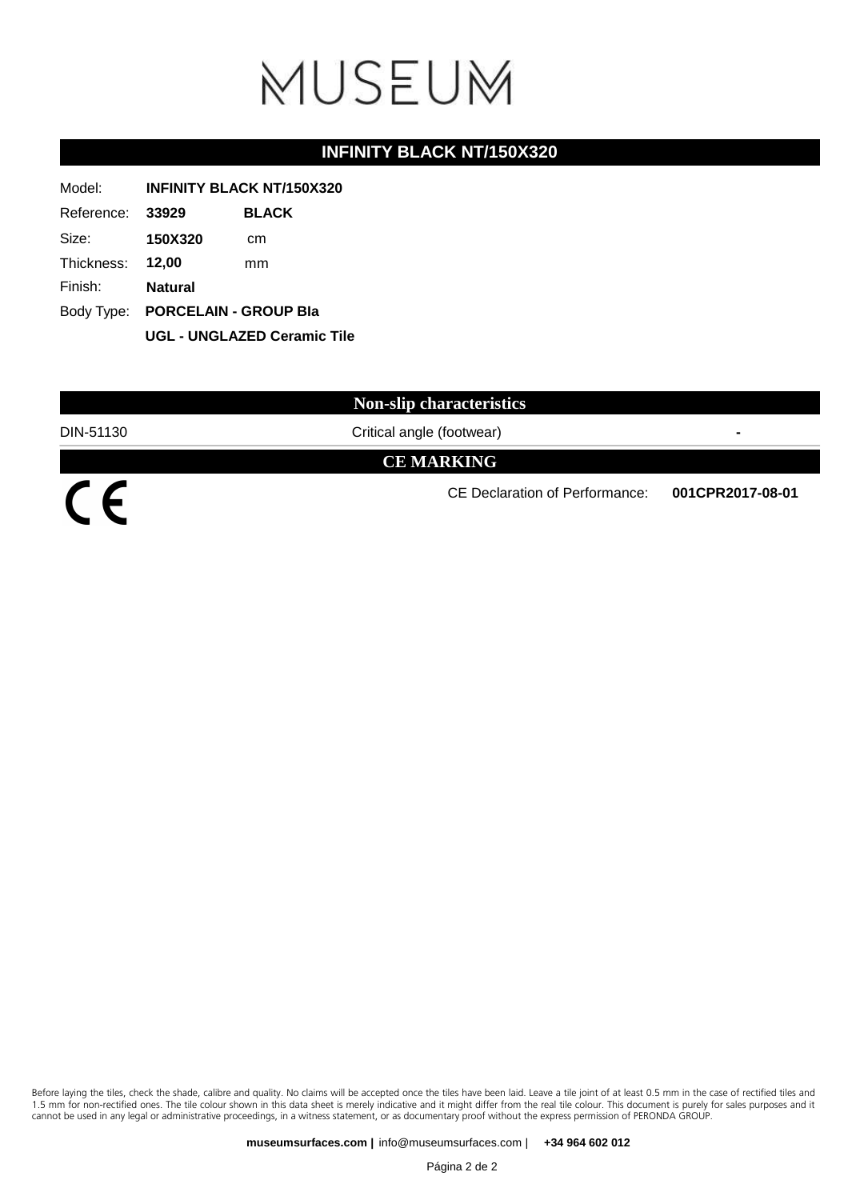# MUSEUM

## INFINITY BLACK NT/150X320

| | | |
|---|---|---|
| Model: | **INFINITY BLACK NT/150X320** | |
| Reference: | **33929** | **BLACK** |
| Size: | **150X320** | cm |
| Thickness: | **12,00** | mm |
| Finish: | **Natural** | |
| Body Type: | **PORCELAIN - GROUP BIa** | |
| | **UGL - UNGLAZED Ceramic Tile** | |

## Non-slip characteristics

| | | |
|---|---|---|
| DIN-51130 | Critical angle (footwear) | **-** |

## CE MARKING

CE

CE Declaration of Performance: **001CPR2017-08-01**

Before laying the tiles, check the shade, calibre and quality. No claims will be accepted once the tiles have been laid. Leave a tile joint of at least 0.5 mm in the case of rectified tiles and 1.5 mm for non-rectified ones. The tile colour shown in this data sheet is merely indicative and it might differ from the real tile colour. This document is purely for sales purposes and it cannot be used in any legal or administrative proceedings, in a witness statement, or as documentary proof without the express permission of PERONDA GROUP.

**museumsurfaces.com |** info@museumsurfaces.com | **+34 964 602 012**